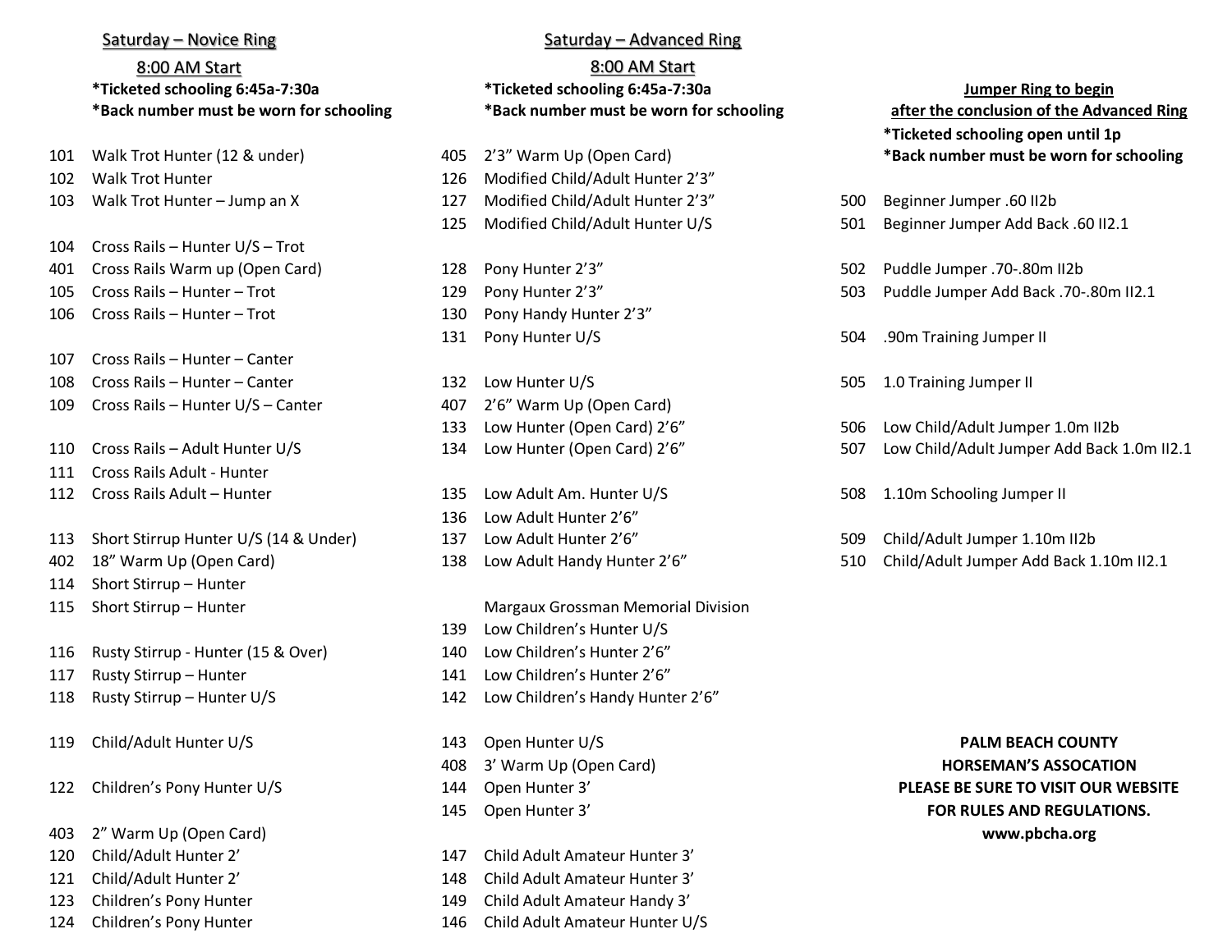## Saturday – Novice Ring

**8:00 AM Start**

**\*Ticketed schooling 6:45a-7:30a**
**\*Back number must be worn for schooling**

101 Walk Trot Hunter (12 & under)
102 Walk Trot Hunter
103 Walk Trot Hunter – Jump an X

104 Cross Rails – Hunter U/S – Trot
401 Cross Rails Warm up (Open Card)
105 Cross Rails – Hunter – Trot
106 Cross Rails – Hunter – Trot

107 Cross Rails – Hunter – Canter
108 Cross Rails – Hunter – Canter
109 Cross Rails – Hunter U/S – Canter

110 Cross Rails – Adult Hunter U/S
111 Cross Rails Adult - Hunter
112 Cross Rails Adult – Hunter

113 Short Stirrup Hunter U/S (14 & Under)
402 18" Warm Up (Open Card)
114 Short Stirrup – Hunter
115 Short Stirrup – Hunter

116 Rusty Stirrup - Hunter (15 & Over)
117 Rusty Stirrup – Hunter
118 Rusty Stirrup – Hunter U/S

119 Child/Adult Hunter U/S

122 Children's Pony Hunter U/S

403 2" Warm Up (Open Card)
120 Child/Adult Hunter 2'
121 Child/Adult Hunter 2'
123 Children's Pony Hunter
124 Children's Pony Hunter

## Saturday – Advanced Ring

**8:00 AM Start**

**\*Ticketed schooling 6:45a-7:30a**
**\*Back number must be worn for schooling**

405 2'3" Warm Up (Open Card)
126 Modified Child/Adult Hunter 2'3"
127 Modified Child/Adult Hunter 2'3"
125 Modified Child/Adult Hunter U/S

128 Pony Hunter 2'3"
129 Pony Hunter 2'3"
130 Pony Handy Hunter 2'3"
131 Pony Hunter U/S

132 Low Hunter U/S
407 2'6" Warm Up (Open Card)
133 Low Hunter (Open Card) 2'6"
134 Low Hunter (Open Card) 2'6"

135 Low Adult Am. Hunter U/S
136 Low Adult Hunter 2'6"
137 Low Adult Hunter 2'6"
138 Low Adult Handy Hunter 2'6"

Margaux Grossman Memorial Division
139 Low Children's Hunter U/S
140 Low Children's Hunter 2'6"
141 Low Children's Hunter 2'6"
142 Low Children's Handy Hunter 2'6"

143 Open Hunter U/S
408 3' Warm Up (Open Card)
144 Open Hunter 3'
145 Open Hunter 3'

147 Child Adult Amateur Hunter 3'
148 Child Adult Amateur Hunter 3'
149 Child Adult Amateur Handy 3'
146 Child Adult Amateur Hunter U/S

## Jumper Ring to begin after the conclusion of the Advanced Ring

**\*Ticketed schooling open until 1p**
**\*Back number must be worn for schooling**

500 Beginner Jumper .60 II2b
501 Beginner Jumper Add Back .60 II2.1

502 Puddle Jumper .70-.80m II2b
503 Puddle Jumper Add Back .70-.80m II2.1

504 .90m Training Jumper II

505 1.0 Training Jumper II

506 Low Child/Adult Jumper 1.0m II2b
507 Low Child/Adult Jumper Add Back 1.0m II2.1

508 1.10m Schooling Jumper II

509 Child/Adult Jumper 1.10m II2b
510 Child/Adult Jumper Add Back 1.10m II2.1

**PALM BEACH COUNTY**
**HORSEMAN'S ASSOCATION**
**PLEASE BE SURE TO VISIT OUR WEBSITE**
**FOR RULES AND REGULATIONS.**
**www.pbcha.org**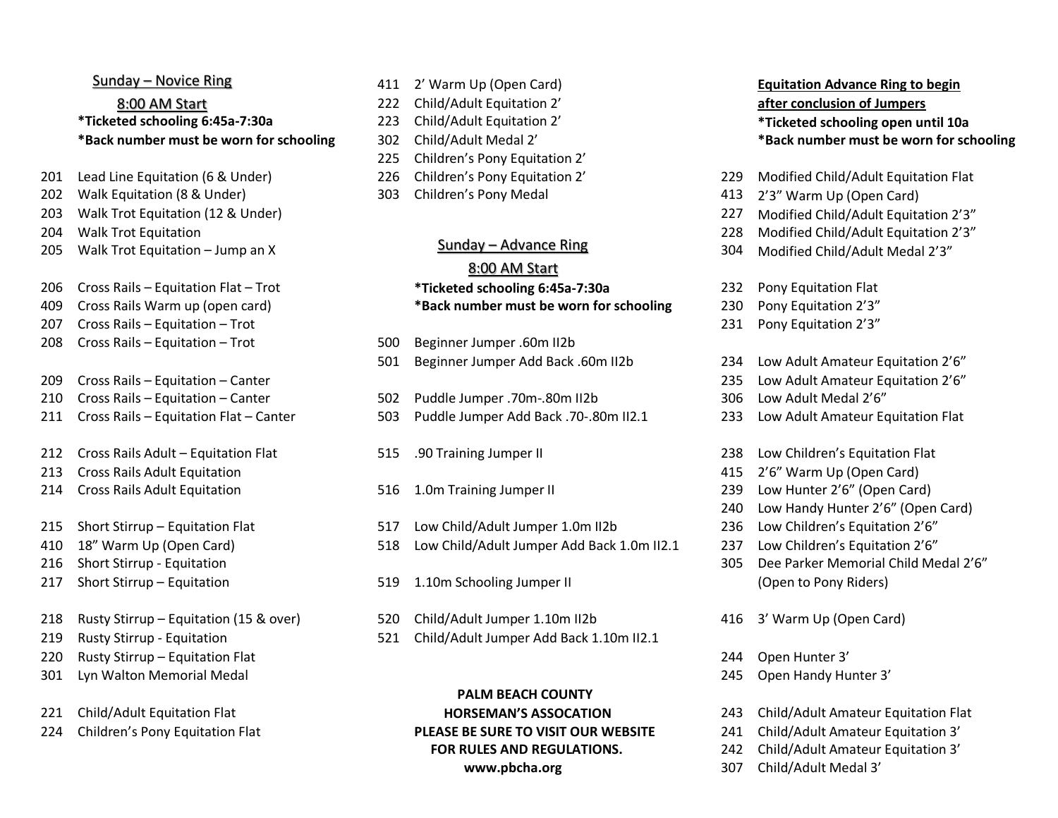## Sunday – Novice Ring

**8:00 AM Start**

***Ticketed schooling 6:45a-7:30a**
***Back number must be worn for schooling**

201 Lead Line Equitation (6 & Under)
202 Walk Equitation (8 & Under)
203 Walk Trot Equitation (12 & Under)
204 Walk Trot Equitation
205 Walk Trot Equitation – Jump an X

206 Cross Rails – Equitation Flat – Trot
409 Cross Rails Warm up (open card)
207 Cross Rails – Equitation – Trot
208 Cross Rails – Equitation – Trot

209 Cross Rails – Equitation – Canter
210 Cross Rails – Equitation – Canter
211 Cross Rails – Equitation Flat – Canter

212 Cross Rails Adult – Equitation Flat
213 Cross Rails Adult Equitation
214 Cross Rails Adult Equitation

215 Short Stirrup – Equitation Flat
410 18" Warm Up (Open Card)
216 Short Stirrup - Equitation
217 Short Stirrup – Equitation

218 Rusty Stirrup – Equitation (15 & over)
219 Rusty Stirrup - Equitation
220 Rusty Stirrup – Equitation Flat
301 Lyn Walton Memorial Medal

221 Child/Adult Equitation Flat
224 Children's Pony Equitation Flat
411 2' Warm Up (Open Card)
222 Child/Adult Equitation 2'
223 Child/Adult Equitation 2'
302 Child/Adult Medal 2'
225 Children's Pony Equitation 2'
226 Children's Pony Equitation 2'
303 Children's Pony Medal

## Sunday – Advance Ring

**8:00 AM Start**

***Ticketed schooling 6:45a-7:30a**
***Back number must be worn for schooling**

500 Beginner Jumper .60m II2b
501 Beginner Jumper Add Back .60m II2b

502 Puddle Jumper .70m-.80m II2b
503 Puddle Jumper Add Back .70-.80m II2.1

515 .90 Training Jumper II

516 1.0m Training Jumper II

517 Low Child/Adult Jumper 1.0m II2b
518 Low Child/Adult Jumper Add Back 1.0m II2.1

519 1.10m Schooling Jumper II

520 Child/Adult Jumper 1.10m II2b
521 Child/Adult Jumper Add Back 1.10m II2.1

**PALM BEACH COUNTY HORSEMAN'S ASSOCATION**
**PLEASE BE SURE TO VISIT OUR WEBSITE FOR RULES AND REGULATIONS.**
**www.pbcha.org**

**Equitation Advance Ring to begin after conclusion of Jumpers**
***Ticketed schooling open until 10a**
***Back number must be worn for schooling**

229 Modified Child/Adult Equitation Flat
413 2'3" Warm Up (Open Card)
227 Modified Child/Adult Equitation 2'3"
228 Modified Child/Adult Equitation 2'3"
304 Modified Child/Adult Medal 2'3"

232 Pony Equitation Flat
230 Pony Equitation 2'3"
231 Pony Equitation 2'3"

234 Low Adult Amateur Equitation 2'6"
235 Low Adult Amateur Equitation 2'6"
306 Low Adult Medal 2'6"
233 Low Adult Amateur Equitation Flat

238 Low Children's Equitation Flat
415 2'6" Warm Up (Open Card)
239 Low Hunter 2'6" (Open Card)
240 Low Handy Hunter 2'6" (Open Card)
236 Low Children's Equitation 2'6"
237 Low Children's Equitation 2'6"
305 Dee Parker Memorial Child Medal 2'6" (Open to Pony Riders)

416 3' Warm Up (Open Card)

244 Open Hunter 3'
245 Open Handy Hunter 3'

243 Child/Adult Amateur Equitation Flat
241 Child/Adult Amateur Equitation 3'
242 Child/Adult Amateur Equitation 3'
307 Child/Adult Medal 3'